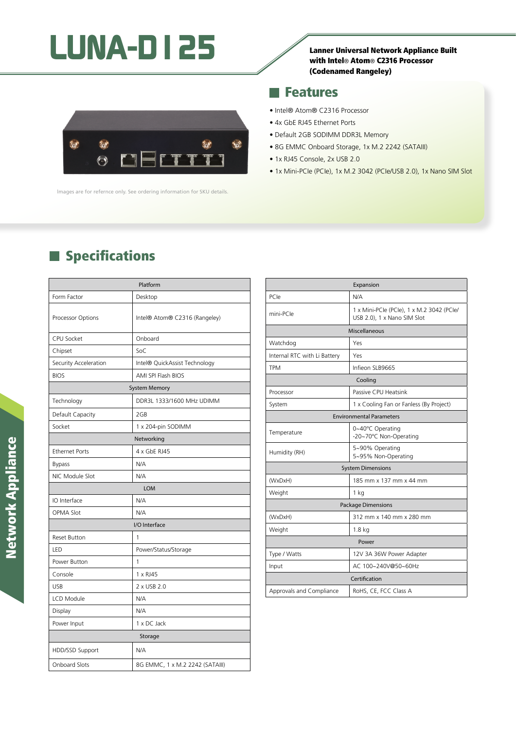# LUNA-D125

**Lanner Universal Network Appliance Built with Intel® Atom® C2316 Processor (Codenamed Rangeley)**

## Features

- Intel® Atom® C2316 Processor
- 4x GbE RJ45 Ethernet Ports
- Default 2GB SODIMM DDR3L Memory
- 8G EMMC Onboard Storage, 1x M.2 2242 (SATAIII)
- 1x RJ45 Console, 2x USB 2.0
- 1x Mini-PCIe (PCIe), 1x M.2 3042 (PCIe/USB 2.0), 1x Nano SIM Slot

Images are for refernce only. See ordering information for SKU details.

## Specifications

| Platform | |
|---|---|
| Form Factor | Desktop |
| Processor Options | Intel® Atom® C2316 (Rangeley) |
| CPU Socket | Onboard |
| Chipset | SoC |
| Security Acceleration | Intel® QuickAssist Technology |
| BIOS | AMI SPI Flash BIOS |
| **System Memory** | |
| Technology | DDR3L 1333/1600 MHz UDIMM |
| Default Capacity | 2GB |
| Socket | 1 x 204-pin SODIMM |
| **Networking** | |
| Ethernet Ports | 4 x GbE RJ45 |
| Bypass | N/A |
| NIC Module Slot | N/A |
| **LOM** | |
| IO Interface | N/A |
| OPMA Slot | N/A |
| **I/O Interface** | |
| Reset Button | 1 |
| LED | Power/Status/Storage |
| Power Button | 1 |
| Console | 1 x RJ45 |
| USB | 2 x USB 2.0 |
| LCD Module | N/A |
| Display | N/A |
| Power Input | 1 x DC Jack |
| **Storage** | |
| HDD/SSD Support | N/A |
| Onboard Slots | 8G EMMC, 1 x M.2 2242 (SATAIII) |

| Expansion | |
|---|---|
| PCIe | N/A |
| mini-PCIe | 1 x Mini-PCIe (PCIe), 1 x M.2 3042 (PCIe/ USB 2.0), 1 x Nano SIM Slot |
| **Miscellaneous** | |
| Watchdog | Yes |
| Internal RTC with Li Battery | Yes |
| TPM | Infieon SLB9665 |
| **Cooling** | |
| Processor | Passive CPU Heatsink |
| System | 1 x Cooling Fan or Fanless (By Project) |
| **Environmental Parameters** | |
| Temperature | 0~40ºC Operating<br>-20~70ºC Non-Operating |
| Humidity (RH) | 5~90% Operating<br>5~95% Non-Operating |
| **System Dimensions** | |
| (WxDxH) | 185 mm x 137 mm x 44 mm |
| Weight | 1 kg |
| **Package Dimensions** | |
| (WxDxH) | 312 mm x 140 mm x 280 mm |
| Weight | 1.8 kg |
| **Power** | |
| Type / Watts | 12V 3A 36W Power Adapter |
| Input | AC 100~240V@50~60Hz |
| **Certification** | |
| Approvals and Compliance | RoHS, CE, FCC Class A |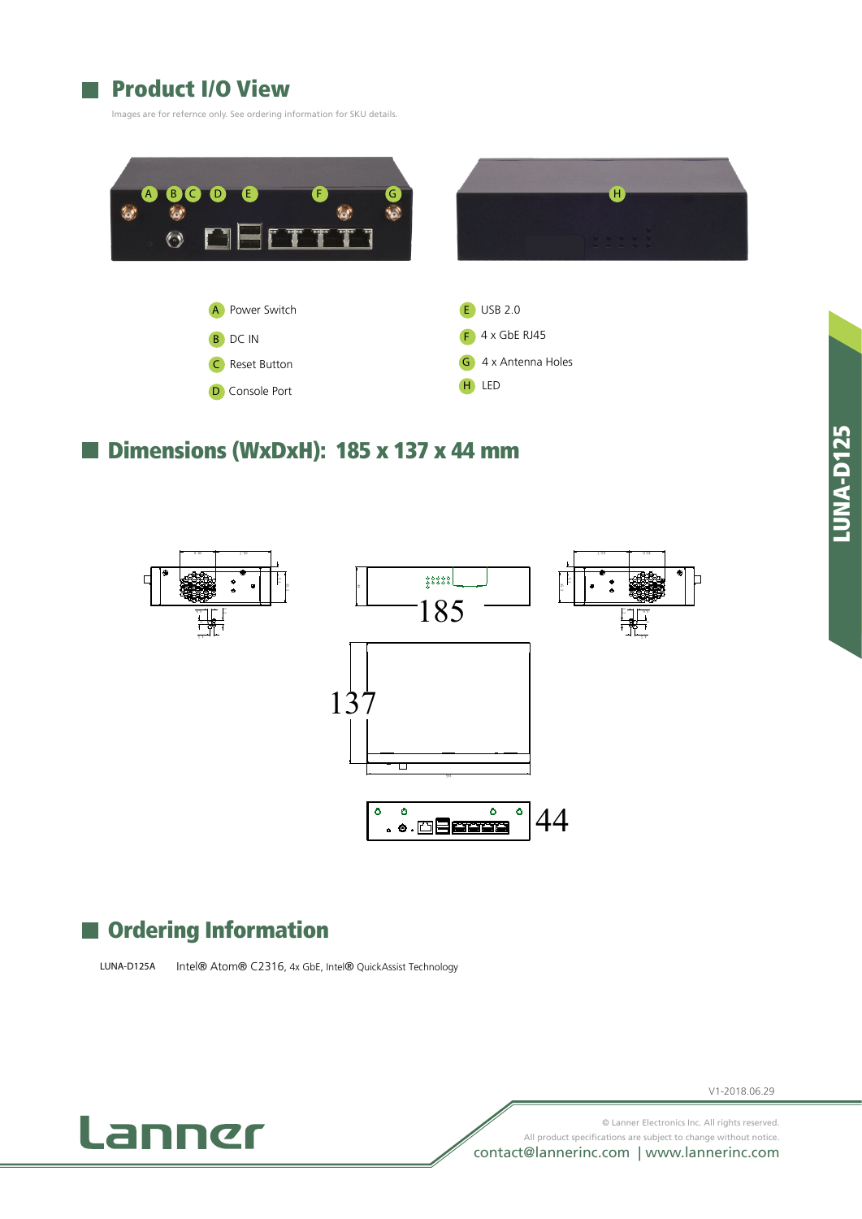## Product I/O View

Images are for refernce only. See ordering information for SKU details.

A Power Switch

B DC IN

C Reset Button

D Console Port

E USB 2.0

F 4 x GbE RJ45

G 4 x Antenna Holes

H LED

## Dimensions (WxDxH): 185 x 137 x 44 mm

185

137

44

## Ordering Information

| | |
|---|---|
| LUNA-D125A | Intel® Atom® C2316, 4x GbE, Intel® QuickAssist Technology |

V1-2018.06.29

© Lanner Electronics Inc. All rights reserved.

All product specifications are subject to change without notice.

contact@lannerinc.com | www.lannerinc.com